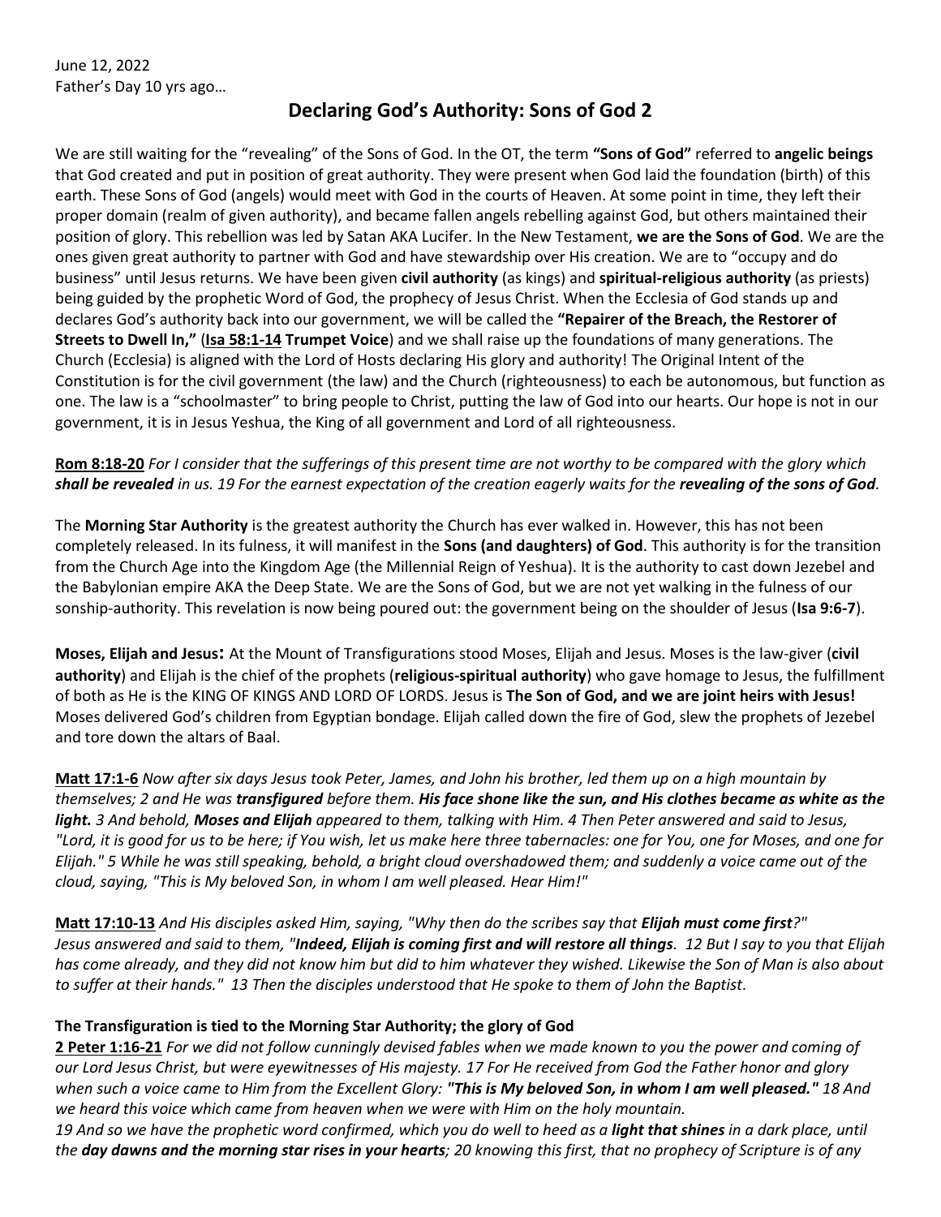June 12, 2022
Father's Day 10 yrs ago…

# Declaring God's Authority: Sons of God 2

We are still waiting for the "revealing" of the Sons of God. In the OT, the term **"Sons of God"** referred to **angelic beings** that God created and put in position of great authority. They were present when God laid the foundation (birth) of this earth. These Sons of God (angels) would meet with God in the courts of Heaven. At some point in time, they left their proper domain (realm of given authority), and became fallen angels rebelling against God, but others maintained their position of glory. This rebellion was led by Satan AKA Lucifer. In the New Testament, **we are the Sons of God**. We are the ones given great authority to partner with God and have stewardship over His creation. We are to "occupy and do business" until Jesus returns. We have been given **civil authority** (as kings) and **spiritual-religious authority** (as priests) being guided by the prophetic Word of God, the prophecy of Jesus Christ. When the Ecclesia of God stands up and declares God's authority back into our government, we will be called the **"Repairer of the Breach, the Restorer of Streets to Dwell In,"** (**Isa 58:1-14 Trumpet Voice**) and we shall raise up the foundations of many generations. The Church (Ecclesia) is aligned with the Lord of Hosts declaring His glory and authority! The Original Intent of the Constitution is for the civil government (the law) and the Church (righteousness) to each be autonomous, but function as one. The law is a "schoolmaster" to bring people to Christ, putting the law of God into our hearts. Our hope is not in our government, it is in Jesus Yeshua, the King of all government and Lord of all righteousness.

**Rom 8:18-20** *For I consider that the sufferings of this present time are not worthy to be compared with the glory which **shall be revealed** in us. 19 For the earnest expectation of the creation eagerly waits for the **revealing of the sons of God**.*

The **Morning Star Authority** is the greatest authority the Church has ever walked in. However, this has not been completely released. In its fulness, it will manifest in the **Sons (and daughters) of God**. This authority is for the transition from the Church Age into the Kingdom Age (the Millennial Reign of Yeshua). It is the authority to cast down Jezebel and the Babylonian empire AKA the Deep State. We are the Sons of God, but we are not yet walking in the fulness of our sonship-authority. This revelation is now being poured out: the government being on the shoulder of Jesus (**Isa 9:6-7**).

**Moses, Elijah and Jesus:** At the Mount of Transfigurations stood Moses, Elijah and Jesus. Moses is the law-giver (**civil authority**) and Elijah is the chief of the prophets (**religious-spiritual authority**) who gave homage to Jesus, the fulfillment of both as He is the KING OF KINGS AND LORD OF LORDS. Jesus is **The Son of God, and we are joint heirs with Jesus!** Moses delivered God's children from Egyptian bondage. Elijah called down the fire of God, slew the prophets of Jezebel and tore down the altars of Baal.

**Matt 17:1-6** *Now after six days Jesus took Peter, James, and John his brother, led them up on a high mountain by themselves; 2 and He was **transfigured** before them. **His face shone like the sun, and His clothes became as white as the light.** 3 And behold, **Moses and Elijah** appeared to them, talking with Him. 4 Then Peter answered and said to Jesus, "Lord, it is good for us to be here; if You wish, let us make here three tabernacles: one for You, one for Moses, and one for Elijah." 5 While he was still speaking, behold, a bright cloud overshadowed them; and suddenly a voice came out of the cloud, saying, "This is My beloved Son, in whom I am well pleased. Hear Him!"*

**Matt 17:10-13** *And His disciples asked Him, saying, "Why then do the scribes say that **Elijah must come first**?" Jesus answered and said to them, "**Indeed, Elijah is coming first and will restore all things**. 12 But I say to you that Elijah has come already, and they did not know him but did to him whatever they wished. Likewise the Son of Man is also about to suffer at their hands." 13 Then the disciples understood that He spoke to them of John the Baptist.*

**The Transfiguration is tied to the Morning Star Authority; the glory of God**

**2 Peter 1:16-21** *For we did not follow cunningly devised fables when we made known to you the power and coming of our Lord Jesus Christ, but were eyewitnesses of His majesty. 17 For He received from God the Father honor and glory when such a voice came to Him from the Excellent Glory: **"This is My beloved Son, in whom I am well pleased."** 18 And we heard this voice which came from heaven when we were with Him on the holy mountain.*
*19 And so we have the prophetic word confirmed, which you do well to heed as a **light that shines** in a dark place, until the **day dawns and the morning star rises in your hearts**; 20 knowing this first, that no prophecy of Scripture is of any*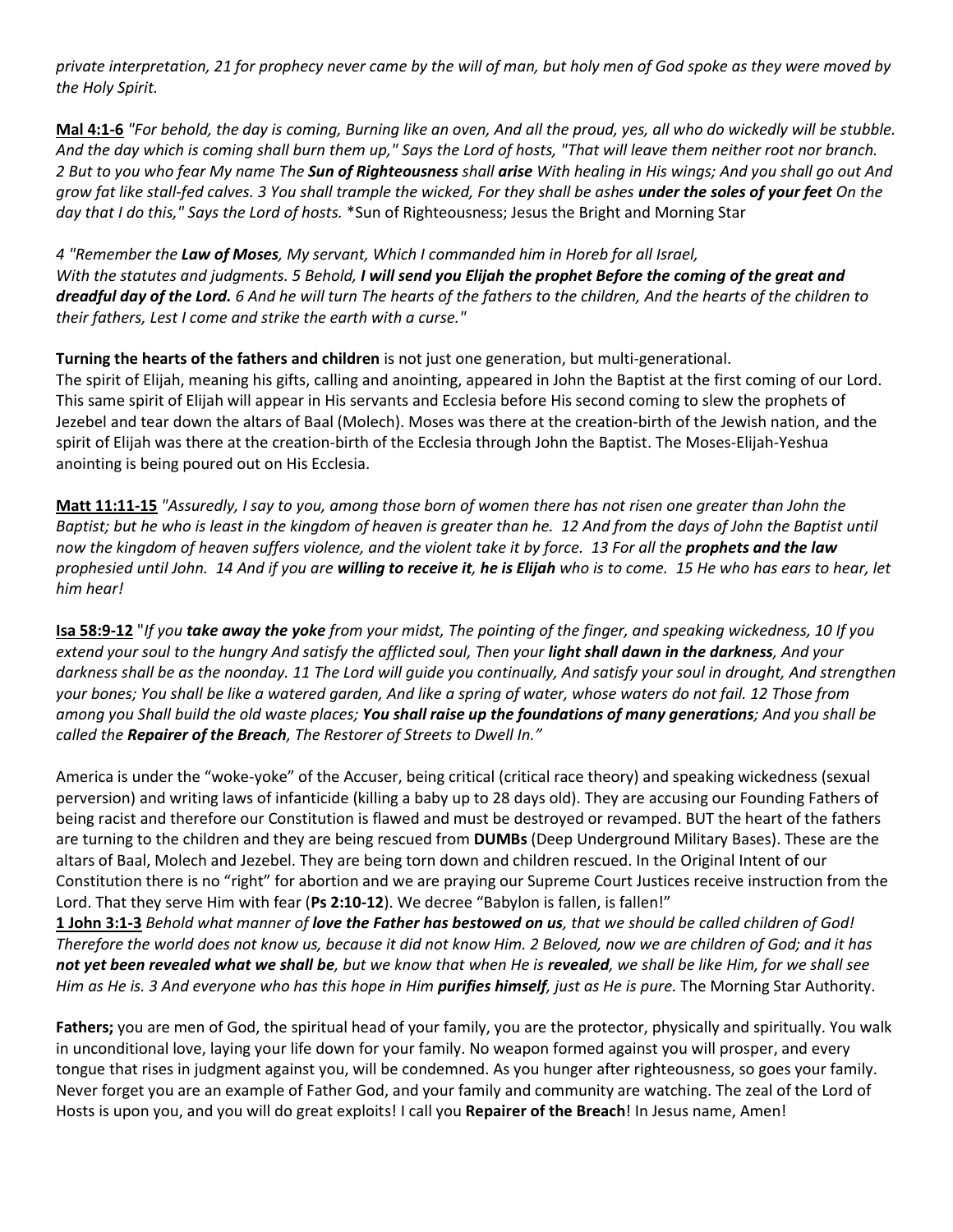*private interpretation, 21 for prophecy never came by the will of man, but holy men of God spoke as they were moved by the Holy Spirit.*

**Mal 4:1-6** *"For behold, the day is coming, Burning like an oven, And all the proud, yes, all who do wickedly will be stubble. And the day which is coming shall burn them up," Says the Lord of hosts, "That will leave them neither root nor branch. 2 But to you who fear My name The* ***Sun of Righteousness*** *shall* ***arise*** *With healing in His wings; And you shall go out And grow fat like stall-fed calves. 3 You shall trample the wicked, For they shall be ashes* ***under the soles of your feet*** *On the day that I do this," Says the Lord of hosts.* *Sun of Righteousness; Jesus the Bright and Morning Star

*4 "Remember the* ***Law of Moses****, My servant, Which I commanded him in Horeb for all Israel,*
*With the statutes and judgments. 5 Behold,* ***I will send you Elijah the prophet Before the coming of the great and dreadful day of the Lord.*** *6 And he will turn The hearts of the fathers to the children, And the hearts of the children to their fathers, Lest I come and strike the earth with a curse."*

**Turning the hearts of the fathers and children** is not just one generation, but multi-generational.
The spirit of Elijah, meaning his gifts, calling and anointing, appeared in John the Baptist at the first coming of our Lord. This same spirit of Elijah will appear in His servants and Ecclesia before His second coming to slew the prophets of Jezebel and tear down the altars of Baal (Molech). Moses was there at the creation-birth of the Jewish nation, and the spirit of Elijah was there at the creation-birth of the Ecclesia through John the Baptist. The Moses-Elijah-Yeshua anointing is being poured out on His Ecclesia.

**Matt 11:11-15** *"Assuredly, I say to you, among those born of women there has not risen one greater than John the Baptist; but he who is least in the kingdom of heaven is greater than he. 12 And from the days of John the Baptist until now the kingdom of heaven suffers violence, and the violent take it by force. 13 For all the* ***prophets and the law*** *prophesied until John. 14 And if you are* ***willing to receive it, he is Elijah*** *who is to come. 15 He who has ears to hear, let him hear!*

**Isa 58:9-12** "*If you* ***take away the yoke*** *from your midst, The pointing of the finger, and speaking wickedness, 10 If you extend your soul to the hungry And satisfy the afflicted soul, Then your* ***light shall dawn in the darkness****, And your darkness shall be as the noonday. 11 The Lord will guide you continually, And satisfy your soul in drought, And strengthen your bones; You shall be like a watered garden, And like a spring of water, whose waters do not fail. 12 Those from among you Shall build the old waste places;* ***You shall raise up the foundations of many generations****; And you shall be called the* ***Repairer of the Breach****, The Restorer of Streets to Dwell In."*

America is under the "woke-yoke" of the Accuser, being critical (critical race theory) and speaking wickedness (sexual perversion) and writing laws of infanticide (killing a baby up to 28 days old). They are accusing our Founding Fathers of being racist and therefore our Constitution is flawed and must be destroyed or revamped. BUT the heart of the fathers are turning to the children and they are being rescued from **DUMBs** (Deep Underground Military Bases). These are the altars of Baal, Molech and Jezebel. They are being torn down and children rescued. In the Original Intent of our Constitution there is no "right" for abortion and we are praying our Supreme Court Justices receive instruction from the Lord. That they serve Him with fear (**Ps 2:10-12**). We decree "Babylon is fallen, is fallen!"
**1 John 3:1-3** *Behold what manner of* ***love the Father has bestowed on us****, that we should be called children of God! Therefore the world does not know us, because it did not know Him. 2 Beloved, now we are children of God; and it has* ***not yet been revealed what we shall be****, but we know that when He is* ***revealed****, we shall be like Him, for we shall see Him as He is. 3 And everyone who has this hope in Him* ***purifies himself****, just as He is pure.* The Morning Star Authority.

**Fathers;** you are men of God, the spiritual head of your family, you are the protector, physically and spiritually. You walk in unconditional love, laying your life down for your family. No weapon formed against you will prosper, and every tongue that rises in judgment against you, will be condemned. As you hunger after righteousness, so goes your family. Never forget you are an example of Father God, and your family and community are watching. The zeal of the Lord of Hosts is upon you, and you will do great exploits! I call you **Repairer of the Breach**! In Jesus name, Amen!